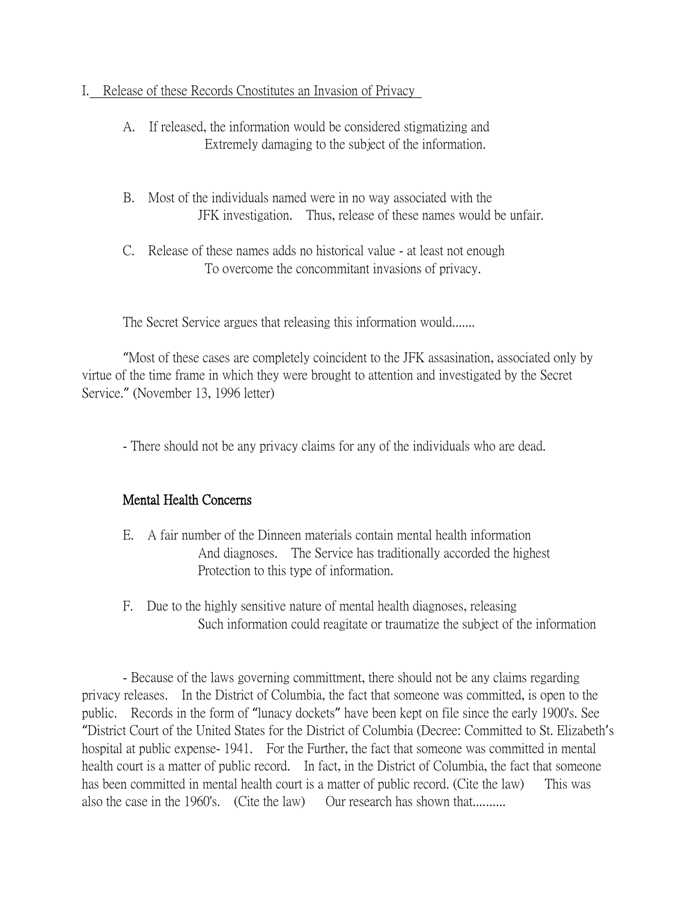I. <u>Release of these Records Cnostitutes an Invasion of Privacy</u>

A. If released, the information would be considered stigmatizing and Extremely damaging to the subject of the information.

B. Most of the individuals named were in no way associated with the JFK investigation. Thus, release of these names would be unfair.

C. Release of these names adds no historical value - at least not enough To overcome the concommitant invasions of privacy.

The Secret Service argues that releasing this information would.......

"Most of these cases are completely coincident to the JFK assasination, associated only by virtue of the time frame in which they were brought to attention and investigated by the Secret Service." (November 13, 1996 letter)

- There should not be any privacy claims for any of the individuals who are dead.

**Mental Health Concerns**

E. A fair number of the Dinneen materials contain mental health information And diagnoses. The Service has traditionally accorded the highest Protection to this type of information.

F. Due to the highly sensitive nature of mental health diagnoses, releasing Such information could reagitate or traumatize the subject of the information

- Because of the laws governing committment, there should not be any claims regarding privacy releases. In the District of Columbia, the fact that someone was committed, is open to the public. Records in the form of "lunacy dockets" have been kept on file since the early 1900's. See "District Court of the United States for the District of Columbia (Decree: Committed to St. Elizabeth's hospital at public expense- 1941. For the Further, the fact that someone was committed in mental health court is a matter of public record. In fact, in the District of Columbia, the fact that someone has been committed in mental health court is a matter of public record. (Cite the law) This was also the case in the 1960's. (Cite the law) Our research has shown that..........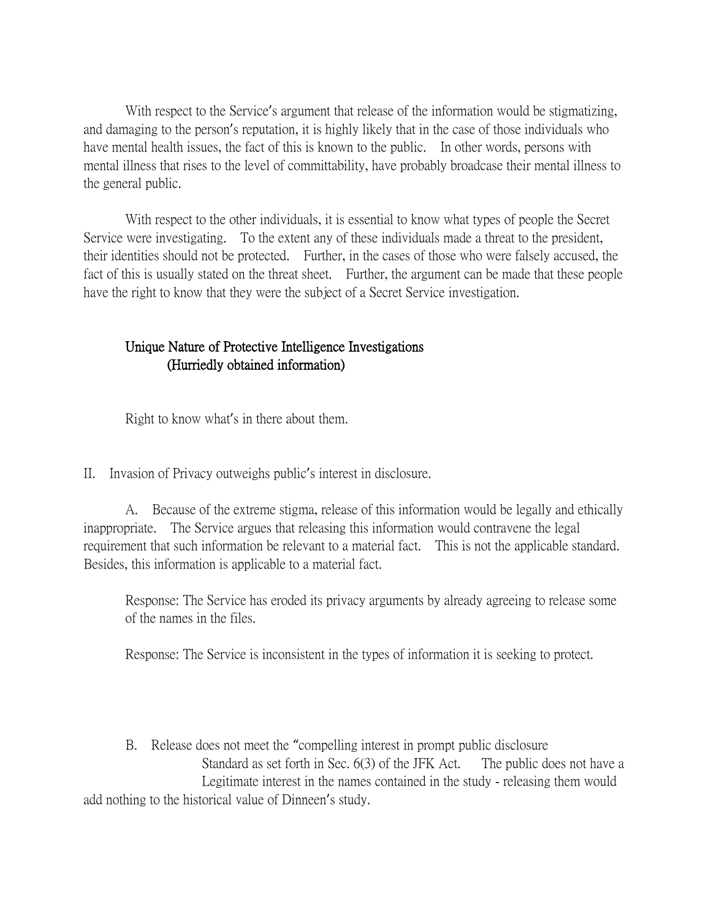With respect to the Service's argument that release of the information would be stigmatizing, and damaging to the person's reputation, it is highly likely that in the case of those individuals who have mental health issues, the fact of this is known to the public. In other words, persons with mental illness that rises to the level of committability, have probably broadcase their mental illness to the general public.

With respect to the other individuals, it is essential to know what types of people the Secret Service were investigating. To the extent any of these individuals made a threat to the president, their identities should not be protected. Further, in the cases of those who were falsely accused, the fact of this is usually stated on the threat sheet. Further, the argument can be made that these people have the right to know that they were the subject of a Secret Service investigation.

<u>Unique Nature of Protective Intelligence Investigations</u>
<u>(Hurriedly obtained information)</u>

Right to know what's in there about them.

II. Invasion of Privacy outweighs public's interest in disclosure.

A. Because of the extreme stigma, release of this information would be legally and ethically inappropriate. The Service argues that releasing this information would contravene the legal requirement that such information be relevant to a material fact. This is not the applicable standard. Besides, this information is applicable to a material fact.

Response: The Service has eroded its privacy arguments by already agreeing to release some of the names in the files.

Response: The Service is inconsistent in the types of information it is seeking to protect.

B. Release does not meet the "compelling interest in prompt public disclosure Standard as set forth in Sec. 6(3) of the JFK Act. The public does not have a Legitimate interest in the names contained in the study - releasing them would add nothing to the historical value of Dinneen's study.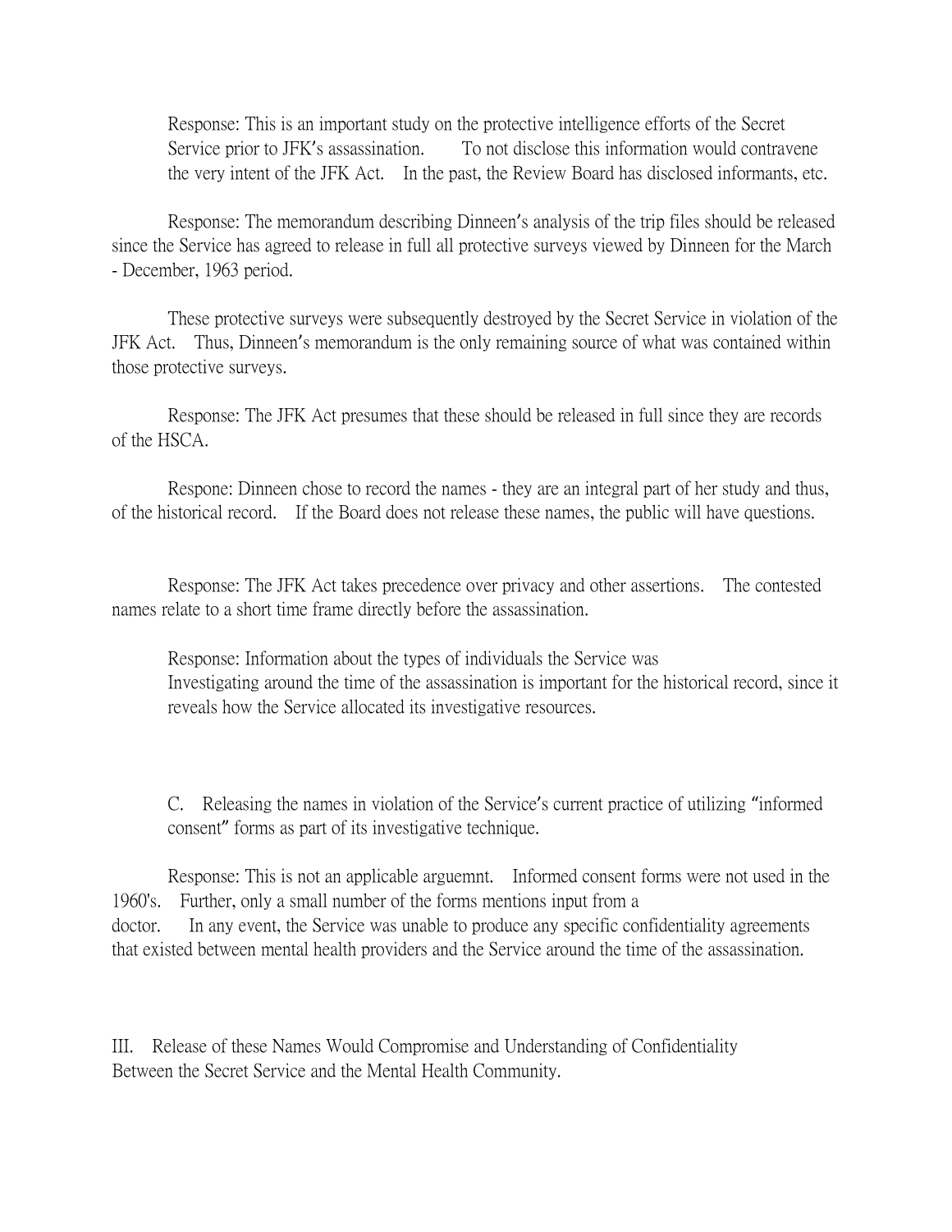Response: This is an important study on the protective intelligence efforts of the Secret Service prior to JFK's assassination. To not disclose this information would contravene the very intent of the JFK Act. In the past, the Review Board has disclosed informants, etc.

Response: The memorandum describing Dinneen's analysis of the trip files should be released since the Service has agreed to release in full all protective surveys viewed by Dinneen for the March - December, 1963 period.

These protective surveys were subsequently destroyed by the Secret Service in violation of the JFK Act. Thus, Dinneen's memorandum is the only remaining source of what was contained within those protective surveys.

Response: The JFK Act presumes that these should be released in full since they are records of the HSCA.

Respone: Dinneen chose to record the names - they are an integral part of her study and thus, of the historical record. If the Board does not release these names, the public will have questions.

Response: The JFK Act takes precedence over privacy and other assertions. The contested names relate to a short time frame directly before the assassination.

Response: Information about the types of individuals the Service was Investigating around the time of the assassination is important for the historical record, since it reveals how the Service allocated its investigative resources.

C. Releasing the names in violation of the Service's current practice of utilizing "informed consent" forms as part of its investigative technique.

Response: This is not an applicable arguemnt. Informed consent forms were not used in the 1960's. Further, only a small number of the forms mentions input from a doctor. In any event, the Service was unable to produce any specific confidentiality agreements that existed between mental health providers and the Service around the time of the assassination.

III. Release of these Names Would Compromise and Understanding of Confidentiality Between the Secret Service and the Mental Health Community.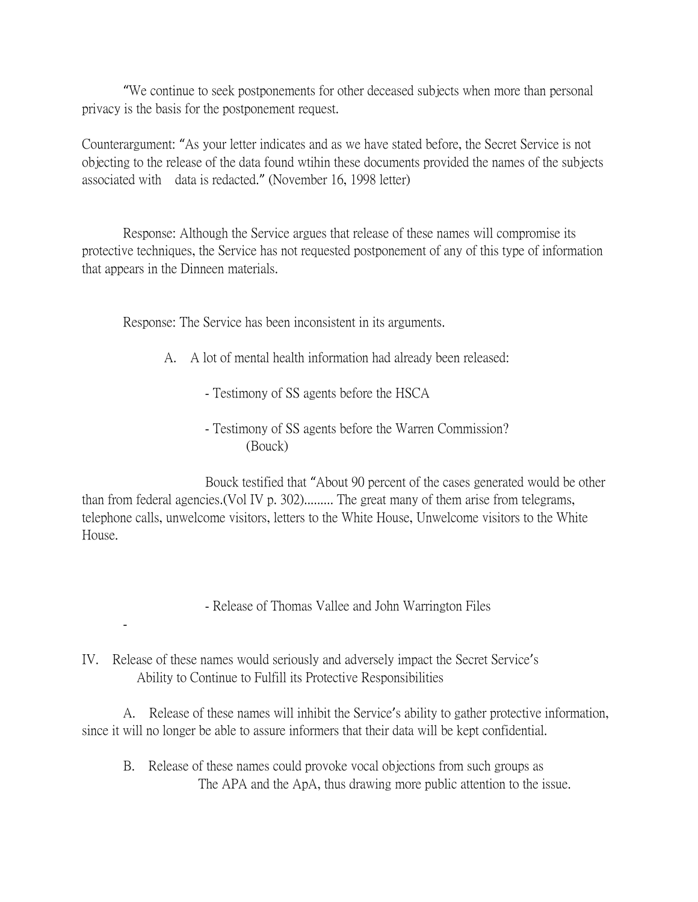"We continue to seek postponements for other deceased subjects when more than personal privacy is the basis for the postponement request.

Counterargument: "As your letter indicates and as we have stated before, the Secret Service is not objecting to the release of the data found wtihin these documents provided the names of the subjects associated with data is redacted." (November 16, 1998 letter)

Response: Although the Service argues that release of these names will compromise its protective techniques, the Service has not requested postponement of any of this type of information that appears in the Dinneen materials.

Response: The Service has been inconsistent in its arguments.

A. A lot of mental health information had already been released:

- Testimony of SS agents before the HSCA

- Testimony of SS agents before the Warren Commission? (Bouck)

Bouck testified that "About 90 percent of the cases generated would be other than from federal agencies.(Vol IV p. 302)......... The great many of them arise from telegrams, telephone calls, unwelcome visitors, letters to the White House, Unwelcome visitors to the White House.

- Release of Thomas Vallee and John Warrington Files

-

IV. Release of these names would seriously and adversely impact the Secret Service's Ability to Continue to Fulfill its Protective Responsibilities

A. Release of these names will inhibit the Service's ability to gather protective information, since it will no longer be able to assure informers that their data will be kept confidential.

B. Release of these names could provoke vocal objections from such groups as The APA and the ApA, thus drawing more public attention to the issue.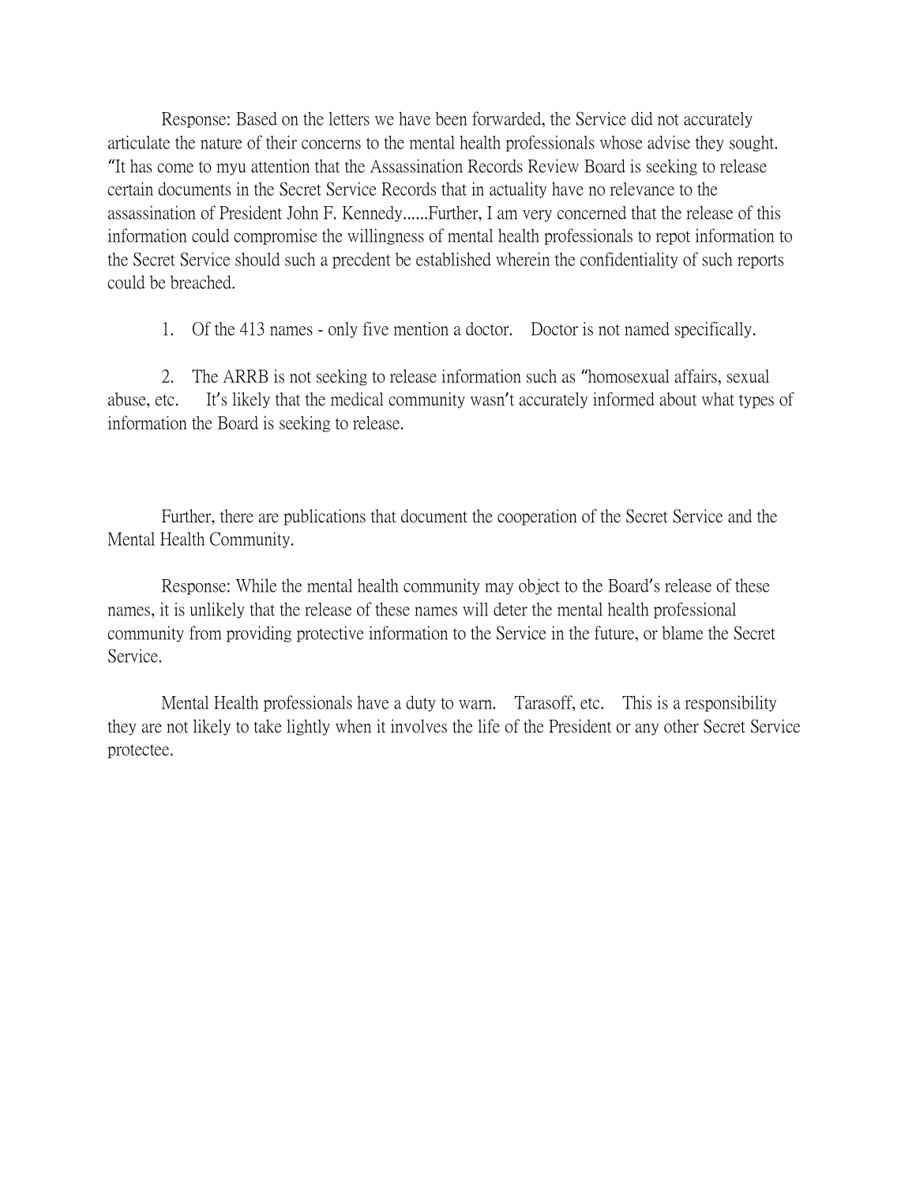Response: Based on the letters we have been forwarded, the Service did not accurately articulate the nature of their concerns to the mental health professionals whose advise they sought. "It has come to myu attention that the Assassination Records Review Board is seeking to release certain documents in the Secret Service Records that in actuality have no relevance to the assassination of President John F. Kennedy......Further, I am very concerned that the release of this information could compromise the willingness of mental health professionals to repot information to the Secret Service should such a precdent be established wherein the confidentiality of such reports could be breached.

1. Of the 413 names - only five mention a doctor. Doctor is not named specifically.

2. The ARRB is not seeking to release information such as "homosexual affairs, sexual abuse, etc. It's likely that the medical community wasn't accurately informed about what types of information the Board is seeking to release.

Further, there are publications that document the cooperation of the Secret Service and the Mental Health Community.

Response: While the mental health community may object to the Board's release of these names, it is unlikely that the release of these names will deter the mental health professional community from providing protective information to the Service in the future, or blame the Secret Service.

Mental Health professionals have a duty to warn. Tarasoff, etc. This is a responsibility they are not likely to take lightly when it involves the life of the President or any other Secret Service protectee.